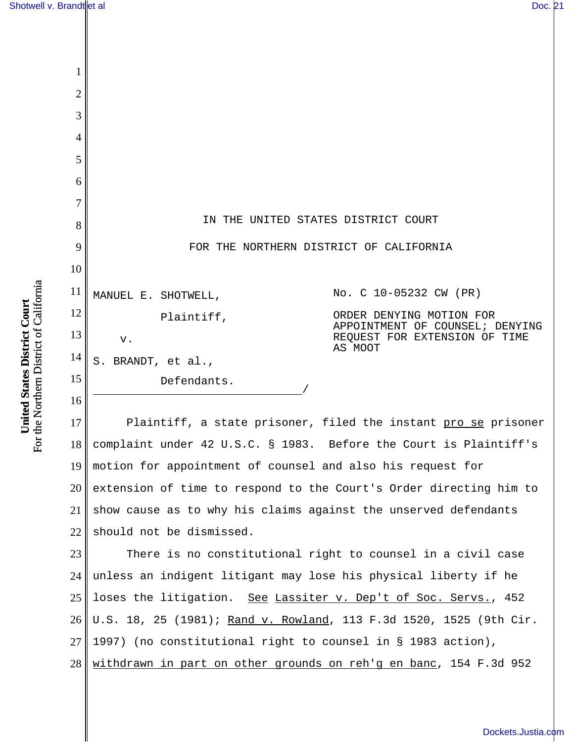IN THE UNITED STATES DISTRICT COURT

FOR THE NORTHERN DISTRICT OF CALIFORNIA

MANUEL E. SHOTWELL,

Plaintiff,

v.

S. BRANDT, et al.,

Defendants.
\_\_\_\_\_\_\_\_\_\_\_\_\_\_\_\_\_\_\_\_\_\_\_\_\_\_\_\_\_\_\_\_/

No. C 10-05232 CW (PR)

ORDER DENYING MOTION FOR APPOINTMENT OF COUNSEL; DENYING REQUEST FOR EXTENSION OF TIME AS MOOT

Plaintiff, a state prisoner, filed the instant *pro se* prisoner complaint under 42 U.S.C. § 1983. Before the Court is Plaintiff's motion for appointment of counsel and also his request for extension of time to respond to the Court's Order directing him to show cause as to why his claims against the unserved defendants should not be dismissed.

There is no constitutional right to counsel in a civil case unless an indigent litigant may lose his physical liberty if he loses the litigation. *See Lassiter v. Dep't of Soc. Servs.*, 452 U.S. 18, 25 (1981); *Rand v. Rowland*, 113 F.3d 1520, 1525 (9th Cir. 1997) (no constitutional right to counsel in § 1983 action), *withdrawn in part on other grounds on reh'g en banc*, 154 F.3d 952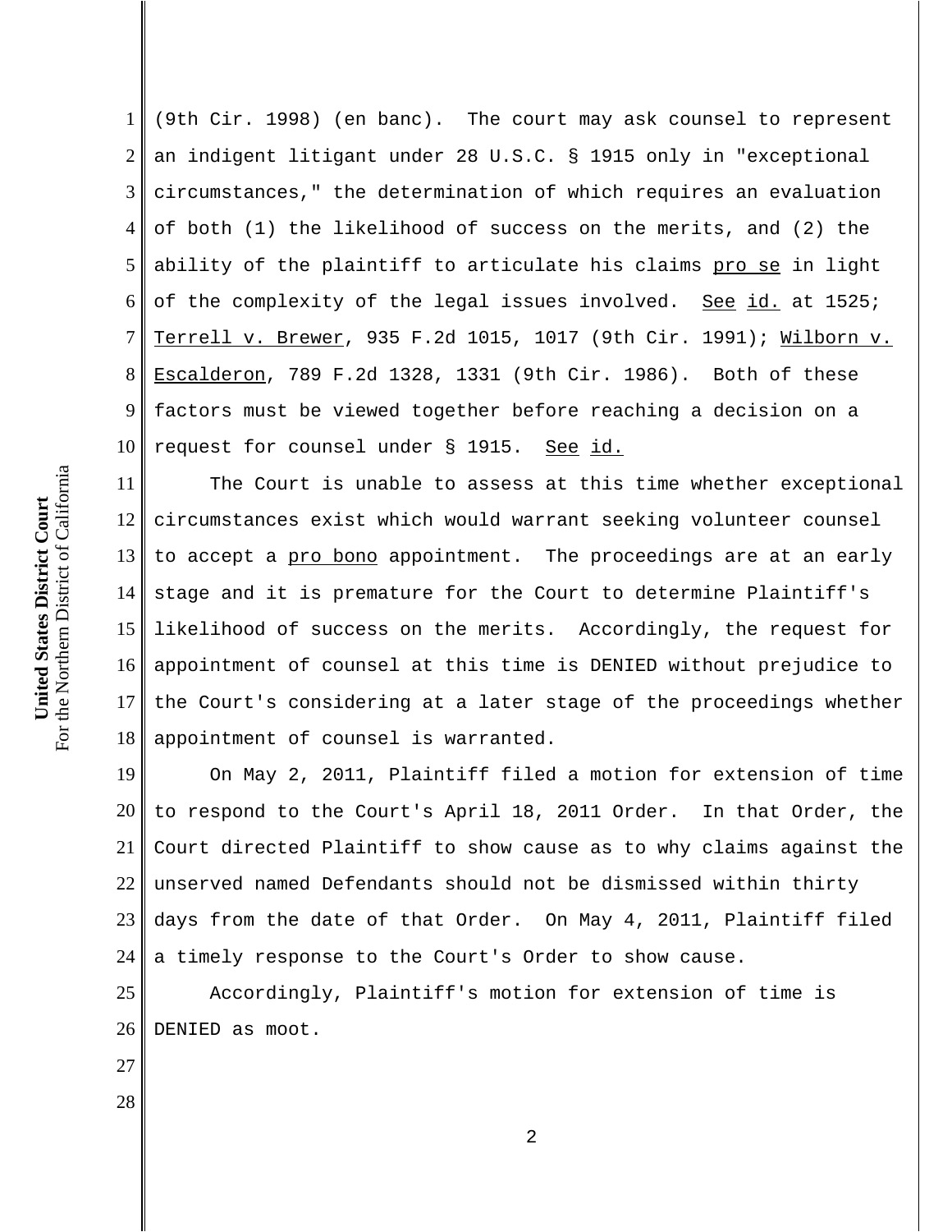(9th Cir. 1998) (en banc). The court may ask counsel to represent an indigent litigant under 28 U.S.C. § 1915 only in "exceptional circumstances," the determination of which requires an evaluation of both (1) the likelihood of success on the merits, and (2) the ability of the plaintiff to articulate his claims _pro se_ in light of the complexity of the legal issues involved. _See_ _id._ at 1525; _Terrell v. Brewer_, 935 F.2d 1015, 1017 (9th Cir. 1991); _Wilborn v. Escalderon_, 789 F.2d 1328, 1331 (9th Cir. 1986). Both of these factors must be viewed together before reaching a decision on a request for counsel under § 1915. _See_ _id._

The Court is unable to assess at this time whether exceptional circumstances exist which would warrant seeking volunteer counsel to accept a _pro bono_ appointment. The proceedings are at an early stage and it is premature for the Court to determine Plaintiff's likelihood of success on the merits. Accordingly, the request for appointment of counsel at this time is DENIED without prejudice to the Court's considering at a later stage of the proceedings whether appointment of counsel is warranted.

On May 2, 2011, Plaintiff filed a motion for extension of time to respond to the Court's April 18, 2011 Order. In that Order, the Court directed Plaintiff to show cause as to why claims against the unserved named Defendants should not be dismissed within thirty days from the date of that Order. On May 4, 2011, Plaintiff filed a timely response to the Court's Order to show cause.

Accordingly, Plaintiff's motion for extension of time is DENIED as moot.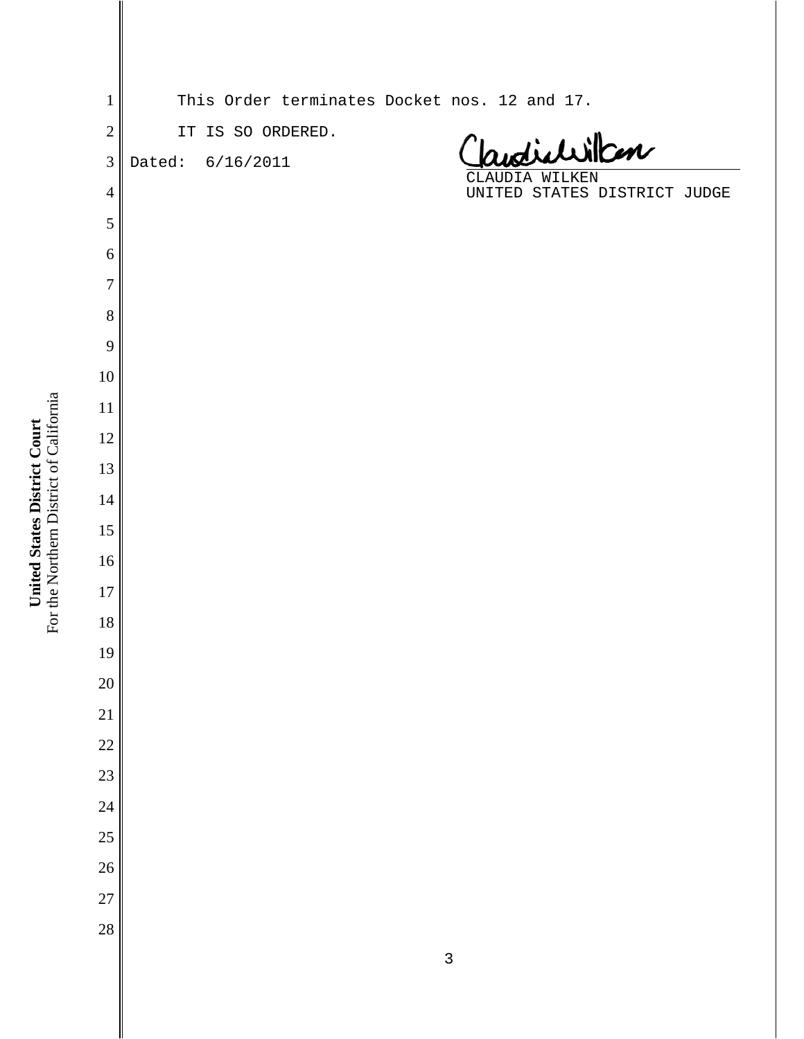This Order terminates Docket nos. 12 and 17.

IT IS SO ORDERED.

Dated: 6/16/2011

CLAUDIA WILKEN
UNITED STATES DISTRICT JUDGE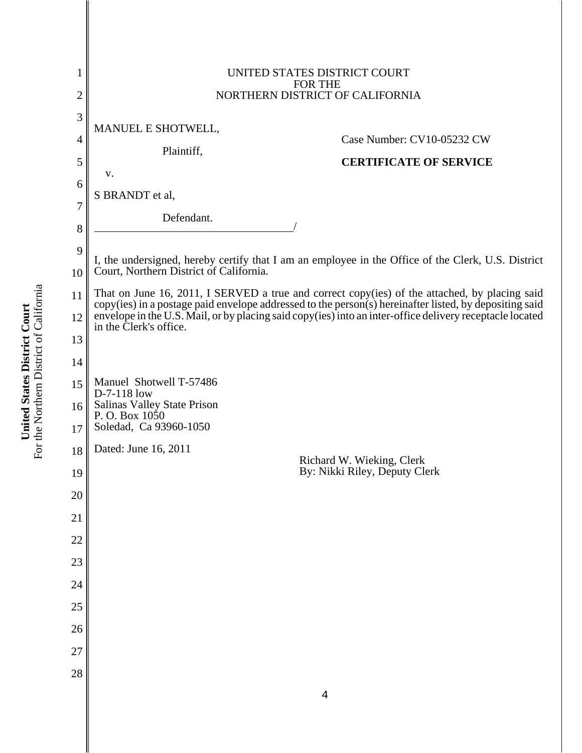UNITED STATES DISTRICT COURT
FOR THE
NORTHERN DISTRICT OF CALIFORNIA

MANUEL E SHOTWELL,

Plaintiff,

v.

S BRANDT et al,

Defendant.
_____________________________________/

Case Number: CV10-05232 CW

**CERTIFICATE OF SERVICE**

I, the undersigned, hereby certify that I am an employee in the Office of the Clerk, U.S. District Court, Northern District of California.

That on June 16, 2011, I SERVED a true and correct copy(ies) of the attached, by placing said copy(ies) in a postage paid envelope addressed to the person(s) hereinafter listed, by depositing said envelope in the U.S. Mail, or by placing said copy(ies) into an inter-office delivery receptacle located in the Clerk's office.

Manuel Shotwell T-57486
D-7-118 low
Salinas Valley State Prison
P. O. Box 1050
Soledad, Ca 93960-1050

Dated: June 16, 2011

Richard W. Wieking, Clerk
By: Nikki Riley, Deputy Clerk